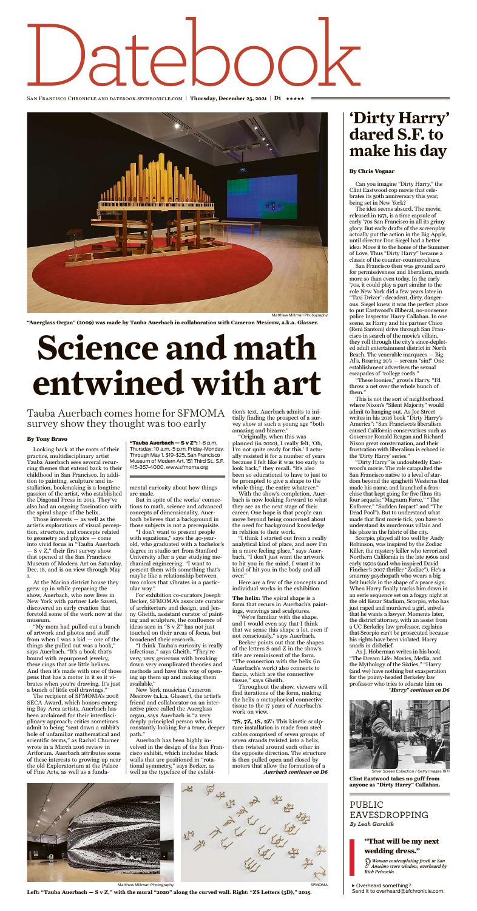# Datebook

**"Auerglass Organ" (2009) was made by Tauba Auerbach in collaboration with Cameron Mesirow, a.k.a. Glasser.**

# Science and math entwined with art

## Tauba Auerbach comes home for SFMOMA survey show they thought was too early

**By Tony Bravo**

Looking back at the roots of their practice, multidisciplinary artist Tauba Auerbach sees several recurring themes that extend back to their childhood in San Francisco. In addition to painting, sculpture and installation, bookmaking is a longtime passion of the artist, who established the Diagonal Press in 2013. They've also had an ongoing fascination with the spiral shape of the helix.

Those interests — as well as the artist's explorations of visual perception, structure, and concepts related to geometry and physics — come into vivid focus in "Tauba Auerbach — S v Z," their first survey show that opened at the San Francisco Museum of Modern Art on Saturday, Dec. 18, and is on view through May 1.

At the Marina district house they grew up in while preparing the show, Auerbach, who now lives in New York with partner Lele Saveri, discovered an early creation that foretold some of the work now at the museum.

"My mom had pulled out a bunch of artwork and photos and stuff from when I was a kid — one of the things she pulled out was a book," says Auerbach. "It's a book that's bound with repurposed jewelry, these rings that are little helixes. And then it's made with one of those pens that has a motor in it so it vibrates when you're drawing. It's just a bunch of little coil drawings."

The recipient of SFMOMA's 2008 SECA Award, which honors emerging Bay Area artists, Auerbach has been acclaimed for their interdisciplinary approach; critics sometimes admit to being "sent down a rabbit's hole of unfamiliar mathematical and scientific terms," as Rachel Churner wrote in a March 2016 review in Artforum. Auerbach attributes some of these interests to growing up near the old Exploratorium at the Palace of Fine Arts, as well as a fundamental curiosity about how things are made.

**"Tauba Auerbach — S v Z":** 1-8 p.m. Thursday; 10 a.m.-5 p.m. Friday-Monday. Through May 1. $19-$25. San Francisco Museum of Modern Art, 151 Third St., S.F. 415-357-4000. www.sfmoma.org

But in spite of the works' connections to math, science and advanced concepts of dimensionality, Auerbach believes that a background in those subjects is not a prerequisite.

"I don't want to present people with equations," says the 40-year-old, who graduated with a bachelor's degree in studio art from Stanford University after a year studying mechanical engineering. "I want to present them with something that's maybe like a relationship between two colors that vibrates in a particular way."

For exhibition co-curators Joseph Becker, SFMOMA's associate curator of architecture and design, and Jenny Gheith, assistant curator of painting and sculpture, the confluence of ideas seen in "S v Z" has not just touched on their areas of focus, but broadened their research.

"I think Tauba's curiosity is really infectious," says Gheith. "They're very, very generous with breaking down very complicated theories and methods and have this way of opening up them up and making them available."

New York musician Cameron Mesirow (a.k.a. Glasser), the artist's friend and collaborator on an interactive piece called the Auerglass organ, says Auerbach is "a very deeply principled person who is constantly looking for a truer, deeper path."

Auerbach has been highly involved in the design of the San Francisco exhibit, which includes black walls that are positioned in "rotational symmetry," says Becker, as well as the typeface of the exhibition's text. Auerbach admits to initially finding the prospect of a survey show at such a young age "both amazing and bizarre."

"Originally, when this was planned (in 2020), I really felt, 'Oh, I'm not quite ready for this.' I actually resisted it for a number of years because I felt like it was too early to look back," they recall. "It's also been so educational to have to just to be prompted to give a shape to the whole thing, the entire whatever."

With the show's completion, Auerbach is now looking forward to what they see as the next stage of their career. One hope is that people can move beyond being concerned about the need for background knowledge in relation to their work.

"I think I started out from a really analytical kind of place, and now I'm in a more feeling place," says Auerbach. "I don't just want the artwork to hit you in the mind, I want it to kind of hit you in the body and all over."

Here are a few of the concepts and individual works in the exhibition.

**The helix:** The spiral shape is a form that recurs in Auerbach's paintings, weavings and sculptures.

"We're familiar with the shape, and I would even say that I think that we sense this shape a lot, even if not consciously," says Auerbach.

Becker points out that the shapes of the letters S and Z in the show's title are reminiscent of the form. "The connection with the helix (in Auerbach's work) also connects to fascia, which are the connective tissue," says Gheith.

Throughout the show, viewers will find iterations of the form, making the helix a metaphorical connective tissue to the 17 years of Auerbach's work on view.

**'7S, 7Z, 1S, 2Z':** This kinetic sculpture installation is made from steel cables comprised of seven groups of seven strands twisted into a helix, then twisted around each other in the opposite direction. The structure is then pulled open and closed by motors that allow the formation of a

*Auerbach continues on D6*

**Left: "Tauba Auerbach — S v Z," with the mural "2020" along the curved wall. Right: "ZS Letters (3D)," 2015.**

# 'Dirty Harry' dared S.F. to make his day

**By Chris Vognar**

Can you imagine "Dirty Harry," the Clint Eastwood cop movie that celebrates its 50th anniversary this year, being set in New York?

The idea seems absurd. The movie, released in 1971, is a time capsule of early '70s San Francisco in all its grimy glory. But early drafts of the screenplay actually put the action in the Big Apple, until director Don Siegel had a better idea: Move it to the home of the Summer of Love. Thus "Dirty Harry" became a classic of the counter-counterculture.

San Francisco then was ground zero for permissiveness and liberalism, much more so than even today. In the early '70s, it could play a part similar to the role New York did a few years later in "Taxi Driver": decadent, dirty, dangerous. Siegel knew it was the perfect place to put Eastwood's illiberal, no-nonsense police Inspector Harry Callahan. In one scene, as Harry and his partner Chico (Reni Santoni) drive through San Francisco in search of the movie's villain, they roll through the city's since-depleted adult entertainment district in North Beach. The venerable marquees — Big Al's, Roaring 20's — scream "sin!" One establishment advertises the sexual escapades of "college coeds."

"These loonies," growls Harry. "I'd throw a net over the whole bunch of them."

This is not the sort of neighborhood where Nixon's "Silent Majority" would admit to hanging out. As Joe Street writes in his 2016 book "Dirty Harry's America": "San Francisco's liberalism caused California conservatives such as Governor Ronald Reagan and Richard Nixon great consternation, and their frustration with liberalism is echoed in the 'Dirty Harry' series."

"Dirty Harry" is undoubtedly Eastwood's movie. The role catapulted the San Francisco native to a level of stardom beyond the spaghetti Westerns that made his name, and launched a franchise that kept going for five films (its four sequels: "Magnum Force," "The Enforcer," "Sudden Impact" and "The Dead Pool"). But to understand what made that first movie tick, you have to understand its murderous villain and his place in the fabric of the city.

Scorpio, played all too well by Andy Robinson, was inspired by the Zodiac Killer, the mystery killer who terrorized Northern California in the late 1960s and early 1970s (and who inspired David Fincher's 2007 thriller "Zodiac"). He's a smarmy psychopath who wears a big belt buckle in the shape of a peace sign. When Harry finally tracks him down in an eerie sequence set on a foggy night at the old Kezar Stadium, Scorpio, who has just raped and murdered a girl, snivels that he wants a lawyer. Moments later, the district attorney, with an assist from a UC Berkeley law professor, explains that Scorpio can't be prosecuted because his rights have been violated. Harry snarls in disbelief.

As J. Hoberman writes in his book "The Dream Life: Movies, Media, and the Mythology of the Sixties," "Harry (and we) have nothing but exasperation for the pointy-headed Berkeley law professor who tries to educate him on

*"Harry" continues on D6*

**Clint Eastwood takes no guff from anyone as "Dirty Harry" Callahan.**

## PUBLIC EAVESDROPPING

*By Leah Garchik*

### "That will be my next wedding dress."

*Woman contemplating frock in San Anselmo store window, overheard by Rich Petovello*

▸ Overheard something? Send it to overheard@sfchronicle.com.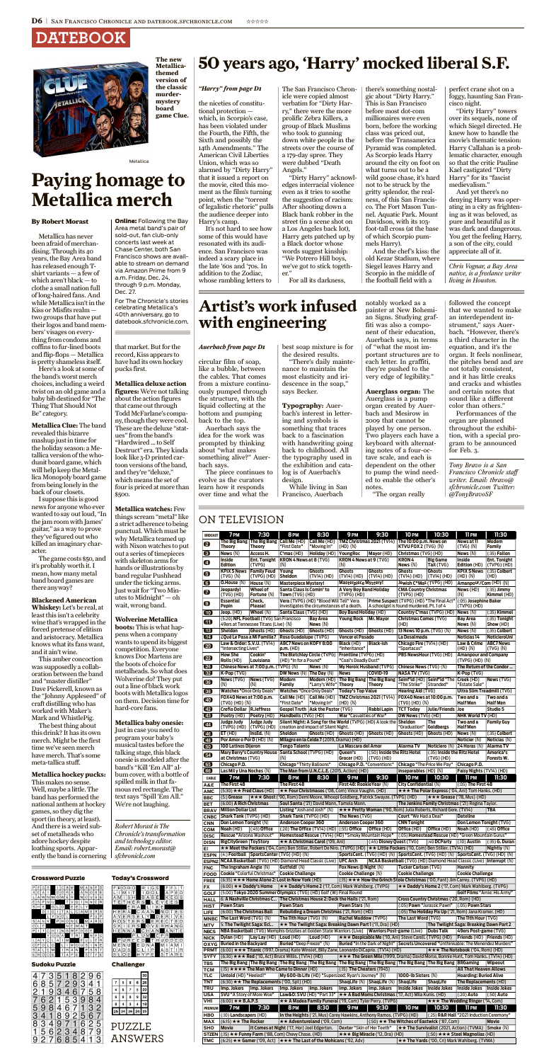# DATEBOOK

The new Metallica-themed version of the classic murder-mystery board game Clue.

Metallica

# Paying homage to Metallica merch

**By Robert Morast**

Metallica has never been afraid of merchandising. Through its 40 years, the Bay Area band has released enough T-shirt variants — a few of which aren't black — to clothe a small nation full of long-haired fans. And while Metallica isn't in the Kiss or Misfits realm — two groups that have put their logos and band members' visages on everything from condoms and coffins to fur-lined boots and flip-flops — Metallica is pretty shameless itself.

Here's a look at some of the band's worst merch choices, including a weird twist on an old game and a baby bib destined for "The Thing That Should Not Be" category.

**Metallica Clue:** The band revealed this bizarre mashup just in time for the holiday season: a Metallica version of the who-dunit board game, which will help keep the Metallica Monopoly board game from being lonely in the back of our closets.

I suppose this is good news for anyone who ever wanted to say out loud, "In the jam room with James' guitar," as a way to prove they've figured out who killed an imaginary character.

The game costs $50, and it's probably worth it. I mean, how many metal band board games are there anyway?

**Blackened American Whiskey:** Let's be real, at least this isn't a celebrity wine that's wrapped in the forced pretense of elitism and aristocracy. Metallica knows what its fans want, and it ain't wine.

This amber concoction was supposedly a collaboration between the band and "master distiller" Dave Pickerell, known as the "Johnny Appleseed" of craft distilling who has worked with Maker's Mark and WhistlePig.

The best thing about this drink? It has its own merch. Might be the first time we've seen merch have merch. That's some meta-tallica stuff.

**Metallica hockey pucks:** This makes no sense. Well, maybe a little. The band has performed the national anthem at hockey games, so they dig the sport (in theory, at least). And there is a weird subset of metalheads who adore hockey despite loathing sports. Apparently the band is cornering that market. But for the record, Kiss appears to have had its own hockey pucks first.

**Metallica deluxe action figures:** We're not talking about the action figures that came out through Todd McFarlane's company, though they were cool. These are the deluxe "statues" from the band's "Hardwired … to Self Destruct" era. They kinda look like 3-D printed cartoon versions of the band, and they're "deluxe," which means the set of four is priced at more than $500.

**Metallica watches:** Few things scream "metal" like a strict adherence to being punctual. Which must be why Metallica teamed up with Nixon watches to put out a series of timepieces with skeleton arms for hands or illustrations by band regular Pushhead under the ticking arms. Just wait for "Two Minutes to Midnight" — oh wait, wrong band.

**Wolverine Metallica boots:** This is what happens when a company wants to upend its biggest competition. Everyone knows Doc Martens are the boots of choice for metalheads. So what does Wolverine do? They put out a line of black work boots with Metallica logos on them. Decision time for hard-core fans.

**Metallica baby onesie:** Just in case you need to program your baby's musical tastes before the talking stage, this black onesie is modeled after the band's "Kill 'Em All" album cover, with a bottle of spilled milk in that famous red rectangle. The text says "Spill 'Em All." We're not laughing.

*Robert Morast is The Chronicle's transformation and technology editor. Email: robert.morast@sfchronicle.com*

**Online:** Following the Bay Area metal band's pair of sold-out, fan club-only concerts last week at Chase Center, both San Francisco shows are available to stream on demand via Amazon Prime from 9 a.m. Friday, Dec. 24, through 9 p.m. Monday, Dec. 27.

For The Chronicle's stories celebrating Metallica's 40th anniversary, go to datebook.sfchronicle.com.

# 50 years ago, 'Harry' mocked liberal S.F.

*"Harry" from page D1*

the niceties of constitutional protection — which, in Scorpio's case, has been violated under the Fourth, the Fifth, the Sixth and possibly the 14th Amendments." The American Civil Liberties Union, which was so alarmed by "Dirty Harry" that it issued a report on the movie, cited this moment as the film's turning point, when the "torrent of legalistic rhetoric" pulls the audience deeper into Harry's camp.

It's not hard to see how some of this would have resonated with its audience. San Francisco was indeed a scary place in the late '60s and '70s. In addition to the Zodiac, whose rambling letters to The San Francisco Chronicle were copied almost verbatim for "Dirty Harry," there were the more prolific Zebra Killers, a group of Black Muslims who took to gunning down white people in the streets over the course of a 179-day spree. They were dubbed "Death Angels."

"Dirty Harry" acknowledges interracial violence even as it tries to soothe the suggestion of racism: After shooting down a Black bank robber in the street (in a scene shot on a Los Angeles back lot), Harry gets patched up by a Black doctor whose words suggest kinship: "We Potrero Hill boys, we've got to stick together."

For all its darkness, there's something nostalgic about "Dirty Harry." This is San Francisco before most dot-com millionaires were even born, before the working class was priced out, before the Transamerica Pyramid was completed. As Scorpio leads Harry around the city on foot on what turns out to be a wild goose chase, it's hard not to be struck by the gritty splendor, the realness, of this San Francisco. The Fort Mason Tunnel. Aquatic Park. Mount Davidson, with its 103-foot-tall cross (at the base of which Scorpio pummels Harry).

And the chef's kiss: the old Kezar Stadium, where Siegel leaves Harry and Scorpio in the middle of the football field with a perfect crane shot on a foggy, haunting San Francisco night.

"Dirty Harry" towers over its sequels, none of which Siegel directed. He knew how to handle the movie's thematic tension: Harry Callahan is a problematic character, enough so that the critic Pauline Kael castigated "Dirty Harry" for its "fascist medievalism."

And yet there's no denying Harry was operating in a city as frightening as it was beloved, as pure and beautiful as it was dark and dangerous. You get the feeling Harry, a son of the city, could appreciate all of it.

*Chris Vognar, a Bay Area native, is a freelance writer living in Houston.*

# Artist's work infused with engineering

*Auerbach from page D1*

circular film of soap, like a bubble, between the cables. That comes from a mixture continuously pumped through the structure, with the liquid collecting at the bottom and pumping back to the top.

Auerbach says the idea for the work was prompted by thinking about "what makes something alive?" Auerbach says.

The piece continues to evolve as the curators learn how it responds over time and what the best soap mixture is for the desired results.

"There's daily maintenance to maintain the most elasticity and iridescence in the soap," says Becker.

**Typography:** Auerbach's interest in lettering and symbols is something that traces back to a fascination with handwriting going back to childhood. All the typography used in the exhibition and catalog is of Auerbach's design.

While living in San Francisco, Auerbach notably worked as a painter at New Bohemian Signs. Studying graffiti was also a component of their education, Auerbach says, in terms of "what the most important structures are to each letter. In graffiti, they're pushed to the very edge of legibility."

**Auerglass organ:** The Auerglass is a pump organ created by Auerbach and Meinrow in 2009 that cannot be played by one person. Two players each have a keyboard with alternating notes of a four-octave scale, and each is dependent on the other to pump the wind needed to enable the other's notes.

"The organ really followed the concept that we wanted to make an interdependent instrument," says Auerbach. "However, there's a third character in the equation, and it's the organ. It feels nonlinear, the pitches bend and are not totally consistent, and it has little creaks and cracks and whistles and certain notes that sound like a different color than others."

Performances of the organ are planned throughout the exhibition, with a special program to be announced for Feb. 3.

*Tony Bravo is a San Francisco Chronicle staff writer. Email: tbravo@sfchronicle.com Twitter: @TonyBravoSF*

## ON TELEVISION

| BROADCAST | 7 PM | 7:30 | 8 PM | 8:30 | 9 PM | 9:30 | 10 PM | 10:30 | 11 PM | 11:30 |
|---|---|---|---|---|---|---|---|---|---|---|
| 2 | The Big Bang Theory | The Big Bang Theory | Call Me (HD) "First Date" | Call Me (HD) "Moving In" | TMZ Christmas 2021 (TV14) (HD) (N) | | The 10:00 p.m. News on KTVU FOX 2 (TVG) (N) | | News at 11 (TVG) (N) | Modern Family |
| 3 | Dateline | | Holiday (HD) | | YoungRoc | Mayor (HD) | Christmas (TVG) (HD) | | News (N) | (:35) Fallon |
| 4 | Inside Edition | Ent. Tonight (TVPG) | KRON 4 News at 8 (TVG) (N) | | KRON 4 News at 9 (TVG) (N) | | KRON 4 News (N) | Big Game Tails (TVG) | Inside Edition (HD) | Ent. Tonight (TVPG) (HD) |
| 5 | KPIX 5 News (TVG) (N) | Family Feud (TVPG) (HD) | Young Sheldon | Ghosts (TV14) (HD) | Ghosts (TV14) (HD) | Ghosts (TV14) (HD) | Ghosts (TV14) (HD) | Ghosts (TV14) (HD) | KPIX 5 News (N) | (:35) Colbert (HD) |
| 6 | O.House (N) | House (N) | Masterpiece Mystery! | | Masterpiece Mystery! | | Jewish "Max" (TVPG) (HD) | | Amanpour (CNN) (HD) (N) | |
| 7 | Jeopardy! (TVG) (HD) | Wheel of Fortune (N) | Santa Claus Is Comin' to Town (TVG) (HD) | | A Very Boy Band Holiday (TVPG) (HD) | | CMA Country Christmas (TVPG) (HD) | | News (HD) (N) | (:35) Jimmy Kimmel (HD) |
| 9 | Essential Pepin | Check, Please! | Vera (TVPG) (HD) "Blood Will Tell" Vera investigates the circumstances of a death. | | | Prime Suspect (TVPG) (HD) "The Final Act" A schoolgirl is found murdered. Pt. 1 of 4 | | | (:05) Josephine Baker (TVPG) (HD) | |
| 10 | Jeop. (HD) | Wheel (N) | Santa Claus (TVG) (HD) | | Boy Band Holiday (HD) | | Country C'mas (TVPG) (HD) | | News (N) | (:35) Kimmel |
| 11 | (5:20) NFL Football (TVG) San Francisco 49ers at Tennessee Titans (Live) (N) | | | Bay Area News (N) | Young Rock | Mr. Mayor | Christmas Comes (TVG) (HD) | | Bay Area News (N) | (:35) Tonight Show (HD) |
| 12 | Sheldon | Ghosts (HD) | Ghosts (HD) | Ghosts (HD) | Ghosts (HD) | Ghosts (HD) | 13 News 10 p.m. (TVG) (N) | | News (N) | (:35) Colbert |
| 14 | ¿Qué Le Pasa a Mi Familia? | | Rosa Guadalupe (TVPG) | | Vencer el Pasado | | La Desalmada | | Noticias 14 | NoticieroUni |
| 20 | Law & Order: S.V.U. (TV14) "Intersecting Lives" | | ABC7 News on KOFY 8:00 p.m. (HD) | | Black (HD) "Inheritance" | Black-ish | Chicago Fire (TV14) (HD) "Spartacus" | | Law & Crime (HD) (N) | ABC7 News (TVG) (N) |
| 22 | How She | Cookin' | The Bletchley Circle (TVPG) (HD) "In for a Pound" | | Frontline (TVPG) (HD) "Coal's Deadly Dust" | | PBS NewsHour (TVG) (HD) | | Amanpour and Company (TVPG) (HD) (N) | |
| 26 | Chinese News at 7:00 p.m. (TVPG) (N) | | News (N) | | My Heroic Husband (TVPG) | | Chinese News (TVG) (N) | | The Return of the Condor … | |
| 32 | K-Pop (TVG) | | DW News (N) | The Day (N) | News | COVID-19 | NASA TV (TVG) | | | |
| 36 | News (TVG) (N) | News (TVG) (N) | Modern Family | Modern Family "Larry's Wife" | The Big Bang Theory | The Big Bang Theory | Seinf*ld (HD) "The Strike" | Seinf*ld "The Stranded" | Creek (HD) "Estate Sale" | News (TVG) |
| 38 | Watches "Once Daily Deals" | | Watches "Once Daily Deals" | | Today's Top Value | | Hearing Aid (TVG) | | Ultra Slim Treadmill (TVG) | |
| 40 | FOX40 News at 7:00 p.m. (TVG) (HD) (N) | | Call Me (HD) "First Date" | Call Me (HD) "Moving In" | TMZ Christmas 2021 (TV14) (HD) (N) | | FOX40 News at 10:00 p.m. (TVG) (HD) (N) | | Two and a Half Men | Two and a Half Men |
| 42 | Creflo Dollar | R. Jeffress | Gospel Truth | Ask the Pastor (TVG) | | Rabbi Lapin | TCT Today | Julie/Friends | Joe | Studio 5 |
| 43 | Poetry (HD) | Poetry (HD) | Handbells (TVG) (HD) | | War "Casualties of War" | | DW News (TVG) (HD) | | NHK World TV (HD) | |
| 44 | Judge Judy (TVPG) (HD) | Judge Judy (TVPG) (HD) | Silent Night: A Song for the World (TVPG) (HD) A look the creation and impact of Silent Night. | | | | Sheldon "Graduation" | Goldbergs | Two and a Half Men | Family Guy |
| 48 | BT (HD) | Inside. (N) | Sheldon | Ghosts (HD) | Ghosts (HD) | Ghosts (HD) | Ghosts (HD) | Ghosts (HD) | News (N) | Colbert (HD) |
| 49 | Por Amor o Por D (HD) (N) | | Milagro en la Celda 7 (2019, Drama) (HD) | | | | | | Noticier (N) | Noticias (N) |
| 50 | 100 Latinos Dijeron | | Tengo Talento | | La Mascara del Amor | | Alarma TV | Noticiero (N) | 24 Horas (N) | Alarma TV |
| 54 | Mary Berry's Country House at Christmas (TVG) | | Santa School (TVPG) (HD) (N) | | Queen's Grocer (HD) | (:50) Inside the Ritz Hotel (TVG) (HD) | | (:25) Inside the Ritz Hotel (TVG) (HD) | | America's Forests W. |
| 60 | Chicago P.D. | | Chicago "Thirty Balloons" | | Chicago P.D. "Conventions" | | Chicago "The Price We Pay" | | Chicago P.D. | |
| 65 | Las Mil | Una Noches (N) | The Man from U.N.C.L.E. (2015, Action) (HD) | | | | Insoparables (HD) (N) | | Fairy Flights (TV14) (HD) | |

| CABLE | 7 PM | 7:30 | 8 PM | 8:30 | 9 PM | 9:30 | 10 PM | 10:30 | 11 PM | 11:30 |
|---|---|---|---|---|---|---|---|---|---|---|
| A&E | The First 48 | | The First 48 | | First 48: Rookie Year (N) | | City Confidential (N) | | (:05) The First 48 | |
| AMC | (5:30) ★★ Fred Claus (HD) | | ★★ Four Christmases ('08, Com) Vince Vaughn. (HD) | | | | ★★★ The Polar Express ('04, Ani) Tom Hanks. (HD) | | | |
| BBC | (5:) Grease | | ★★★ Ghost ('90, Rom) Demi Moore, Whoopi Goldberg, Patrick Swayze. (TVPG) (HD) | | | | | ★★★ Grease ('78, Mus) (HD) | | |
| BET | (6:00) A Rich Christmas | | Soul Santa ('21) David Mann, Tamela Mann. | | | | The Jenkins Family Christmas ('21) Regina Taylor. | | | |
| BRAV | Million Dollar List | | Listing "Josh and Josh" (N) | | ★★★ Pretty Woman ('90, Rom) Julia Roberts, Richard Gere. (TV14) | | | | | TBA |
| CNBC | Shark Tank (TVPG) (HD) | | Shark Tank (TVPG) (HD) | | The News (TVG) | | Court "We Had a Deal" | | Dateline | |
| CNN | Don Lemon Tonight (N) | | Anderson Cooper 360 | | Anderson Cooper 360 | | CNN Tonight | | Don Lemon Tonight (TVG) | |
| COM | Noah (HD) | (:45) Office | (:20) The Office (TV14) (HD) | (:55) Office | | Office (HD) | Office (HD) | Office (HD) | Noah (HD) | (:45) Office |
| DISC | Rescue "Arizona Washout" | | Homestead Rescue (TV14) (HD) "Smoky Mountain Hope" | | | | (:05) Homestead Rescue (HD) "Green Mountain Gurus" | | | |
| DISN | Big City | Green | Toy Story | ★★ A Christmas Carol ('09, Ani) | | | (:45) Disney Quest (TVG) | (:10) DCParty | (:10) Austin | (:35) G. Duran |
| E! | ★★ Meet the Fockers ('04, Com) Ben Stiller, Robert De Niro. (TVPG) (HD) | | | | ★★ Little Fockers ('10, Com) Ben Stiller. (TV14) (HD) | | | | Nightly (N) | |
| ESPN | (5:) Football | SportsCenter (TVG) (HD) (N) | | | SportsCent. (TVG) (HD) (N) | SportsCent. (TVG) (HD) (N) | | | SportsCent. (TVG) (HD) (N) | |
| ESPN2 | NCAA Basketball (TVG) (HD) Diamond Head Classic (Live) | | UFC Arch | | NCAA Basketball (TVG) (HD) Diamond Head Classic (Live) | | | | | Interrupt (N) |
| FNC | The Ingraham Angle (N) | | Gutfeld! (N) | | Fox News @ Night (N) | | Tucker Carlson (TVG) | | Hannity | |
| FOOD | Cookie "Colorful Christmas" | | Cookie Challenge | | Cookie Challenge (N) | | Cookie Challenge | | Cookie Challenge | |
| FREE | (6:35) ★★★ Home Alone 2: Lost in New York (HD) | | | | (:15) ★★★ How the Grinch Stole Christmas ('00, Fant) Jim Carrey. (TVPG) (HD) | | | | | |
| FX | (6:00) ★★ Daddy's Home | | ★★ Daddy's Home 2 ('17, Com) Mark Wahlberg. (TVPG) | | | | ★★ Daddy's Home 2 ('17, Com) Mark Wahlberg. (TVPG) | | | |
| GOLF | (5:00) Tokyo 2020 Summer Olympics (TVG) (HD) Golf (HD) Final Round | | | | | | | | Golf Films "Amie: His Army" | |
| HALL | ★ A Nashville Christmas C... | | The Christmas House 2: Deck the Halls ('21, Rom) | | | | Cross Country Christmas ('20, Rom) (HD) | | | |
| HIST | Pawn Stars | | Pawn Stars | | Pawn Stars (N) | | (:05) Pawn "Jurassic Pawn" | | (:05) Pawn Stars | |
| LIFE | (6:00) The Christmas Ball | | Rebuilding a Dream Christmas ('21, Rom) (HD) | | | | (:05) The Holiday Fix Up ('21, Rom) Jana Kramer. (HD) | | | |
| MSNBC | The Last Word (TVG) (N) | | The 11th Hour (TVG) (N) | | Rachel Maddow (TVPG) | | The Last Word (TVG) | | The 11th Hour (TVG) | |
| MTV | 5: The Twilight Saga: Ecl... | | ★ The Twilight Saga: Breaking Dawn Part 1 ('11, Dra) (HD) | | | | | The Twilight Saga: Breaking Dawn Part 2 | | |
| NBCS | NBA Basketball (TVG) Memphis Grizzlies at Golden State Warriors (Live) | | | | Warriors Post-game (Live) | | Dubs Talk | 49ers Post-game (TVG) | | |
| NICK | Dylan (HD) | Lay Lay (HD) | Loud (HD) | Loud (HD) | ★★★ Despicable Me ('10, Ani) Steve Carell. (TVPG) (HD) | | | | Friends (HD) | Friends (HD) |
| OXYG | Buried in the Backyard | | Buried "Deep Freeze" (N) | | Buried "In the Dark of Night" | | Secrets Uncovered "Unthinkable: The Menendez Murders" | | | |
| PRMT | (6:00) ★★★ Titanic (1997, Drama) Kate Winslet, Billy Zane, Leonardo DiCaprio. (TV14) (HD) | | | | | | | ★★★ The Notebook ('04, Rom) (HD) | | |
| SYFY | (6:30) ★★★ Red ('10, Act) Bruce Willis. (TV14) (HD) | | | | ★★★ The Green Mile (1999, Drama) David Morse, Bonnie Hunt, Tom Hanks. (TV14) (HD) | | | | | |
| TBS | The Big Bang | The Big Bang | The Big Bang | The Big Bang | The Big Bang | The Big Bang | The Big Bang | The Big Bang | BBGaming | Wipeout |
| TCM | (:15) ★★★★ The Man Who Came to Dinner (HD) | | | | (:15) The Cheaters (1945) | | | | All That Heaven Allows | |
| TLC | Untold (HD) "Heeled!" | | My 600-lb Life (HD) "Supersized: Ryan's Journey" (N) | | | | 1000-lb Sisters (N) | | Hoarding: Buried Alive | |
| TNT | (6:30) ★★ The Replacements ('00, Spt) (HD) | | | | ShaqLife (N) | ShaqLife (N) | ShaqLife | ShaqLife | The Replacements (HD) | |
| TRU | Impr. Jokers | Impr. Jokers | Impr. Jokers | Impr. Jokers | Impr. Jokers | Impr. Jokers | Inside Jokes | Inside Jokes | Inside Jokes | Inside Jokes |
| USA | SVU "A Story of More Woe" | | Law&O: SVU (HD) "Part 33" | | ★★ A Bad Moms Christmas ('17, Act) Mila Kunis. (HD) | | | | (:20) Auto | (:50) Auto |
| VH1 | (6:00) ★★ B.A.P.S. | | ★★ A Madea Family Funeral ('19, Com) Tyler Perry. (TVPG) | | | | | ★★★ The Wedding Ringer ('14, Com) | | |

| PREMIUM | 7 PM | 7:30 | 8 PM | 8:30 | 9 PM | 9:30 | 10 PM | 10:30 | 11 PM | 11:30 |
|---|---|---|---|---|---|---|---|---|---|---|
| HBO | (:10) Landscapers (HD) | | In the Heights ('21, Mus) Corey Hawkins, Anthony Ramos. (TVPG) (HD) | | | | | (:25) R&R Haili "2021 Induction Ceremony" | | |
| MAX | (6:15) ★★ The Rocker | | ★★ Adventureland ('09, Com) | | | (:50) ★★ The Witches of Eastwick ('87, Com) | | | | Movie |
| SHO | Movie | | It Comes at Night ('17, Hor) Joel Edgerton. | | Dexter "Skin of Her Teeth" | | ★★ The Survivalist (2021, Action) (TVMA) | | | Smoke (N) |
| STZEN | (:05) ★★ Funny Farm ('88, Com) Chevy Chase. (HD) | | | | ★★★ Big Miracle ('12, Dra) (HD) | | (:50) ★★★ Steel Magnolias (HD) | | | |
| TMC | (6:25) ★★ Gamer ('09, Act) | | ★★★ The Last of the Mohicans ('92, Adv) | | | | ★★ The Yards ('00, Cri) Mark Wahlberg. (TVMA) | | | |

## PUZZLE ANSWERS

### Crossword Puzzle

### Today's Crossword

### Sudoku Puzzle

| | | | | | | | | |
|---|---|---|---|---|---|---|---|---|
| 4 | 7 | 3 | 5 | 1 | 8 | 2 | 9 | 6 |
| 6 | 8 | 5 | 7 | 2 | 9 | 3 | 4 | 1 |
| 2 | 1 | 9 | 3 | 4 | 6 | 7 | 5 | 8 |
| 7 | 6 | 2 | 1 | 5 | 3 | 9 | 8 | 4 |
| 5 | 9 | 8 | 4 | 6 | 7 | 1 | 3 | 2 |
| 3 | 4 | 1 | 8 | 9 | 2 | 5 | 6 | 7 |
| 8 | 3 | 4 | 9 | 7 | 1 | 6 | 2 | 5 |
| 1 | 5 | 6 | 2 | 3 | 4 | 8 | 7 | 9 |
| 9 | 2 | 7 | 6 | 8 | 5 | 4 | 1 | 3 |

### Challenger

| | | | | |
|---|---|---|---|---|
| | | | | 30 |
| 7 | 5 | 8 | 6 | 26 |
| 4 | 6 | 7 | 5 | 22 |
| 5 | 9 | 8 | 9 | 32 |
| 8 | 4 | 3 | 4 | 19 |
| 24 | 24 | 26 | 24 | 25 |